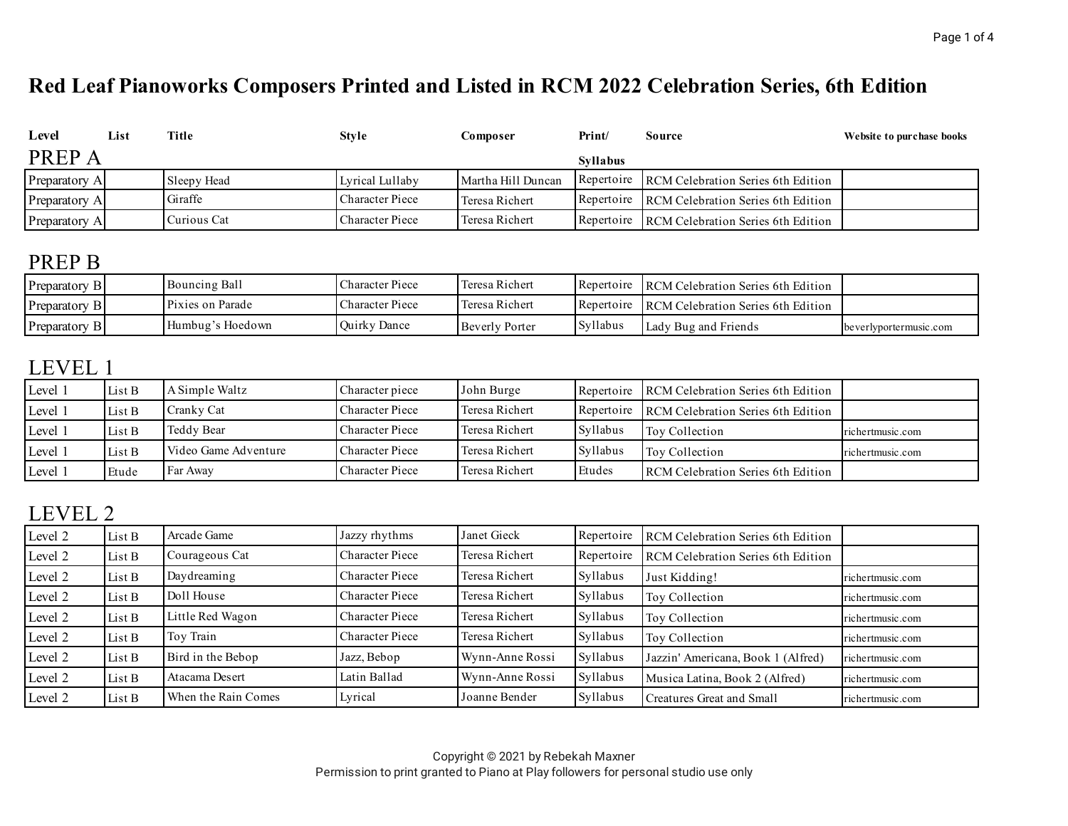# Red Leaf Pianoworks Composers Printed and Listed in RCM 2022 Celebration Series, 6th Edition

## PREP A

| Level | List | Title | Style | Composer | Print/ Syllabus | Source | Website to purchase books |
|---|---|---|---|---|---|---|---|
| Preparatory A | | Sleepy Head | Lyrical Lullaby | Martha Hill Duncan | Repertoire | RCM Celebration Series 6th Edition | |
| Preparatory A | | Giraffe | Character Piece | Teresa Richert | Repertoire | RCM Celebration Series 6th Edition | |
| Preparatory A | | Curious Cat | Character Piece | Teresa Richert | Repertoire | RCM Celebration Series 6th Edition | |

## PREP B

| Level | List | Title | Style | Composer | Print/ Syllabus | Source | Website to purchase books |
|---|---|---|---|---|---|---|---|
| Preparatory B | | Bouncing Ball | Character Piece | Teresa Richert | Repertoire | RCM Celebration Series 6th Edition | |
| Preparatory B | | Pixies on Parade | Character Piece | Teresa Richert | Repertoire | RCM Celebration Series 6th Edition | |
| Preparatory B | | Humbug's Hoedown | Quirky Dance | Beverly Porter | Syllabus | Lady Bug and Friends | beverlyportermusic.com |

## LEVEL 1

| Level | List | Title | Style | Composer | Print/ Syllabus | Source | Website to purchase books |
|---|---|---|---|---|---|---|---|
| Level 1 | List B | A Simple Waltz | Character piece | John Burge | Repertoire | RCM Celebration Series 6th Edition | |
| Level 1 | List B | Cranky Cat | Character Piece | Teresa Richert | Repertoire | RCM Celebration Series 6th Edition | |
| Level 1 | List B | Teddy Bear | Character Piece | Teresa Richert | Syllabus | Toy Collection | richertmusic.com |
| Level 1 | List B | Video Game Adventure | Character Piece | Teresa Richert | Syllabus | Toy Collection | richertmusic.com |
| Level 1 | Etude | Far Away | Character Piece | Teresa Richert | Etudes | RCM Celebration Series 6th Edition | |

## LEVEL 2

| Level | List | Title | Style | Composer | Print/ Syllabus | Source | Website to purchase books |
|---|---|---|---|---|---|---|---|
| Level 2 | List B | Arcade Game | Jazzy rhythms | Janet Gieck | Repertoire | RCM Celebration Series 6th Edition | |
| Level 2 | List B | Courageous Cat | Character Piece | Teresa Richert | Repertoire | RCM Celebration Series 6th Edition | |
| Level 2 | List B | Daydreaming | Character Piece | Teresa Richert | Syllabus | Just Kidding! | richertmusic.com |
| Level 2 | List B | Doll House | Character Piece | Teresa Richert | Syllabus | Toy Collection | richertmusic.com |
| Level 2 | List B | Little Red Wagon | Character Piece | Teresa Richert | Syllabus | Toy Collection | richertmusic.com |
| Level 2 | List B | Toy Train | Character Piece | Teresa Richert | Syllabus | Toy Collection | richertmusic.com |
| Level 2 | List B | Bird in the Bebop | Jazz, Bebop | Wynn-Anne Rossi | Syllabus | Jazzin' Americana, Book 1 (Alfred) | richertmusic.com |
| Level 2 | List B | Atacama Desert | Latin Ballad | Wynn-Anne Rossi | Syllabus | Musica Latina, Book 2 (Alfred) | richertmusic.com |
| Level 2 | List B | When the Rain Comes | Lyrical | Joanne Bender | Syllabus | Creatures Great and Small | richertmusic.com |

Copyright © 2021 by Rebekah Maxner
Permission to print granted to Piano at Play followers for personal studio use only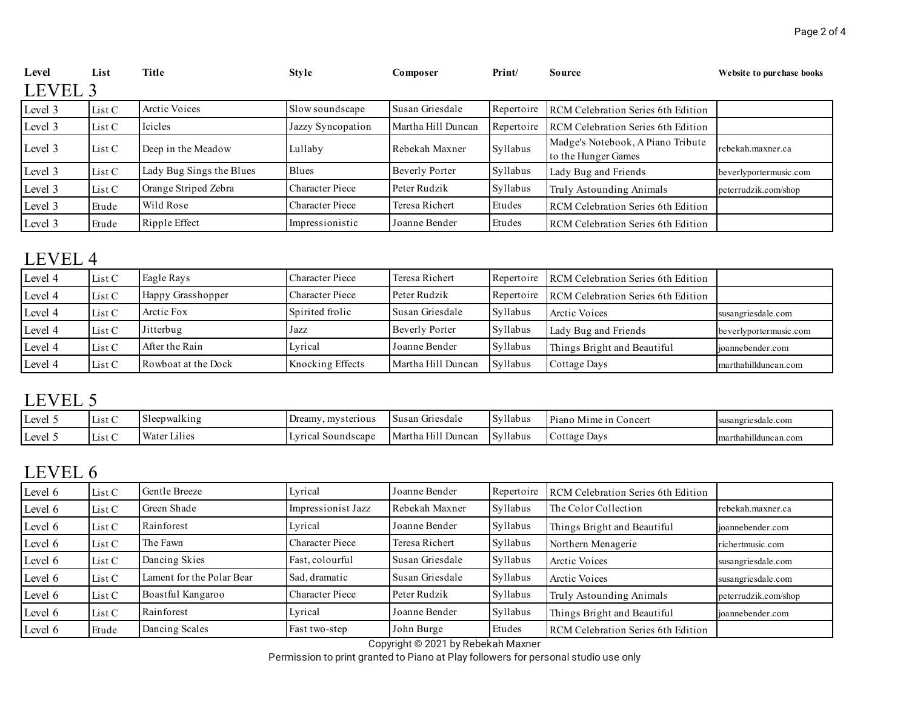| Level | List | Title | Style | Composer | Print/ | Source | Website to purchase books |
|---|---|---|---|---|---|---|---|

## LEVEL 3

| Level | List | Title | Style | Composer | Print/ | Source | Website to purchase books |
|---|---|---|---|---|---|---|---|
| Level 3 | List C | Arctic Voices | Slow soundscape | Susan Griesdale | Repertoire | RCM Celebration Series 6th Edition | |
| Level 3 | List C | Icicles | Jazzy Syncopation | Martha Hill Duncan | Repertoire | RCM Celebration Series 6th Edition | |
| Level 3 | List C | Deep in the Meadow | Lullaby | Rebekah Maxner | Syllabus | Madge's Notebook, A Piano Tribute to the Hunger Games | rebekah.maxner.ca |
| Level 3 | List C | Lady Bug Sings the Blues | Blues | Beverly Porter | Syllabus | Lady Bug and Friends | beverlyportermusic.com |
| Level 3 | List C | Orange Striped Zebra | Character Piece | Peter Rudzik | Syllabus | Truly Astounding Animals | peterrudzik.com/shop |
| Level 3 | Etude | Wild Rose | Character Piece | Teresa Richert | Etudes | RCM Celebration Series 6th Edition | |
| Level 3 | Etude | Ripple Effect | Impressionistic | Joanne Bender | Etudes | RCM Celebration Series 6th Edition | |

## LEVEL 4

| Level | List | Title | Style | Composer | Print/ | Source | Website to purchase books |
|---|---|---|---|---|---|---|---|
| Level 4 | List C | Eagle Rays | Character Piece | Teresa Richert | Repertoire | RCM Celebration Series 6th Edition | |
| Level 4 | List C | Happy Grasshopper | Character Piece | Peter Rudzik | Repertoire | RCM Celebration Series 6th Edition | |
| Level 4 | List C | Arctic Fox | Spirited frolic | Susan Griesdale | Syllabus | Arctic Voices | susangriesdale.com |
| Level 4 | List C | Jitterbug | Jazz | Beverly Porter | Syllabus | Lady Bug and Friends | beverlyportermusic.com |
| Level 4 | List C | After the Rain | Lyrical | Joanne Bender | Syllabus | Things Bright and Beautiful | joannebender.com |
| Level 4 | List C | Rowboat at the Dock | Knocking Effects | Martha Hill Duncan | Syllabus | Cottage Days | marthahillduncan.com |

## LEVEL 5

| Level | List | Title | Style | Composer | Print/ | Source | Website to purchase books |
|---|---|---|---|---|---|---|---|
| Level 5 | List C | Sleepwalking | Dreamy, mysterious | Susan Griesdale | Syllabus | Piano Mime in Concert | susangriesdale.com |
| Level 5 | List C | Water Lilies | Lyrical Soundscape | Martha Hill Duncan | Syllabus | Cottage Days | marthahillduncan.com |

## LEVEL 6

| Level | List | Title | Style | Composer | Print/ | Source | Website to purchase books |
|---|---|---|---|---|---|---|---|
| Level 6 | List C | Gentle Breeze | Lyrical | Joanne Bender | Repertoire | RCM Celebration Series 6th Edition | |
| Level 6 | List C | Green Shade | Impressionist Jazz | Rebekah Maxner | Syllabus | The Color Collection | rebekah.maxner.ca |
| Level 6 | List C | Rainforest | Lyrical | Joanne Bender | Syllabus | Things Bright and Beautiful | joannebender.com |
| Level 6 | List C | The Fawn | Character Piece | Teresa Richert | Syllabus | Northern Menagerie | richertmusic.com |
| Level 6 | List C | Dancing Skies | Fast, colourful | Susan Griesdale | Syllabus | Arctic Voices | susangriesdale.com |
| Level 6 | List C | Lament for the Polar Bear | Sad, dramatic | Susan Griesdale | Syllabus | Arctic Voices | susangriesdale.com |
| Level 6 | List C | Boastful Kangaroo | Character Piece | Peter Rudzik | Syllabus | Truly Astounding Animals | peterrudzik.com/shop |
| Level 6 | List C | Rainforest | Lyrical | Joanne Bender | Syllabus | Things Bright and Beautiful | joannebender.com |
| Level 6 | Etude | Dancing Scales | Fast two-step | John Burge | Etudes | RCM Celebration Series 6th Edition | |

Copyright © 2021 by Rebekah Maxner

Permission to print granted to Piano at Play followers for personal studio use only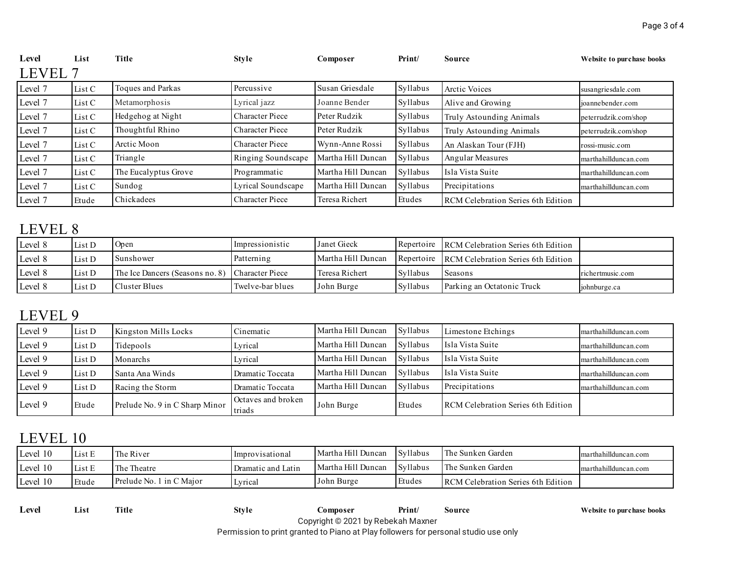| Level | List | Title | Style | Composer | Print/ | Source | Website to purchase books |
|---|---|---|---|---|---|---|---|

## LEVEL 7

| Level | List | Title | Style | Composer | Print/ | Source | Website to purchase books |
|---|---|---|---|---|---|---|---|
| Level 7 | List C | Toques and Parkas | Percussive | Susan Griesdale | Syllabus | Arctic Voices | susangriesdale.com |
| Level 7 | List C | Metamorphosis | Lyrical jazz | Joanne Bender | Syllabus | Alive and Growing | joannebender.com |
| Level 7 | List C | Hedgehog at Night | Character Piece | Peter Rudzik | Syllabus | Truly Astounding Animals | peterrudzik.com/shop |
| Level 7 | List C | Thoughtful Rhino | Character Piece | Peter Rudzik | Syllabus | Truly Astounding Animals | peterrudzik.com/shop |
| Level 7 | List C | Arctic Moon | Character Piece | Wynn-Anne Rossi | Syllabus | An Alaskan Tour (FJH) | rossi-music.com |
| Level 7 | List C | Triangle | Ringing Soundscape | Martha Hill Duncan | Syllabus | Angular Measures | marthahillduncan.com |
| Level 7 | List C | The Eucalyptus Grove | Programmatic | Martha Hill Duncan | Syllabus | Isla Vista Suite | marthahillduncan.com |
| Level 7 | List C | Sundog | Lyrical Soundscape | Martha Hill Duncan | Syllabus | Precipitations | marthahillduncan.com |
| Level 7 | Etude | Chickadees | Character Piece | Teresa Richert | Etudes | RCM Celebration Series 6th Edition | |

## LEVEL 8

| Level | List | Title | Style | Composer | Print/ | Source | Website to purchase books |
|---|---|---|---|---|---|---|---|
| Level 8 | List D | Open | Impressionistic | Janet Gieck | Repertoire | RCM Celebration Series 6th Edition | |
| Level 8 | List D | Sunshower | Patterning | Martha Hill Duncan | Repertoire | RCM Celebration Series 6th Edition | |
| Level 8 | List D | The Ice Dancers (Seasons no. 8) | Character Piece | Teresa Richert | Syllabus | Seasons | richertmusic.com |
| Level 8 | List D | Cluster Blues | Twelve-bar blues | John Burge | Syllabus | Parking an Octatonic Truck | johnburge.ca |

## LEVEL 9

| Level | List | Title | Style | Composer | Print/ | Source | Website to purchase books |
|---|---|---|---|---|---|---|---|
| Level 9 | List D | Kingston Mills Locks | Cinematic | Martha Hill Duncan | Syllabus | Limestone Etchings | marthahillduncan.com |
| Level 9 | List D | Tidepools | Lyrical | Martha Hill Duncan | Syllabus | Isla Vista Suite | marthahillduncan.com |
| Level 9 | List D | Monarchs | Lyrical | Martha Hill Duncan | Syllabus | Isla Vista Suite | marthahillduncan.com |
| Level 9 | List D | Santa Ana Winds | Dramatic Toccata | Martha Hill Duncan | Syllabus | Isla Vista Suite | marthahillduncan.com |
| Level 9 | List D | Racing the Storm | Dramatic Toccata | Martha Hill Duncan | Syllabus | Precipitations | marthahillduncan.com |
| Level 9 | Etude | Prelude No. 9 in C Sharp Minor | Octaves and broken triads | John Burge | Etudes | RCM Celebration Series 6th Edition | |

## LEVEL 10

| Level | List | Title | Style | Composer | Print/ | Source | Website to purchase books |
|---|---|---|---|---|---|---|---|
| Level 10 | List E | The River | Improvisational | Martha Hill Duncan | Syllabus | The Sunken Garden | marthahillduncan.com |
| Level 10 | List E | The Theatre | Dramatic and Latin | Martha Hill Duncan | Syllabus | The Sunken Garden | marthahillduncan.com |
| Level 10 | Etude | Prelude No. 1 in C Major | Lyrical | John Burge | Etudes | RCM Celebration Series 6th Edition | |

| Level | List | Title | Style | Composer | Print/ | Source | Website to purchase books |
|---|---|---|---|---|---|---|---|

Copyright © 2021 by Rebekah Maxner
Permission to print granted to Piano at Play followers for personal studio use only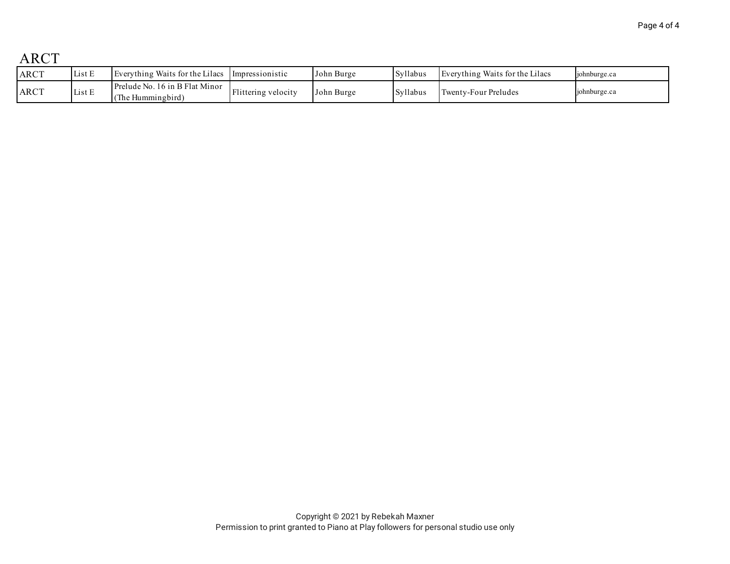# ARCT

| | | | | | | | |
|---|---|---|---|---|---|---|---|
| ARCT | List E | Everything Waits for the Lilacs | Impressionistic | John Burge | Syllabus | Everything Waits for the Lilacs | johnburge.ca |
| ARCT | List E | Prelude No. 16 in B Flat Minor (The Hummingbird) | Flittering velocity | John Burge | Syllabus | Twenty-Four Preludes | johnburge.ca |

Copyright © 2021 by Rebekah Maxner
Permission to print granted to Piano at Play followers for personal studio use only